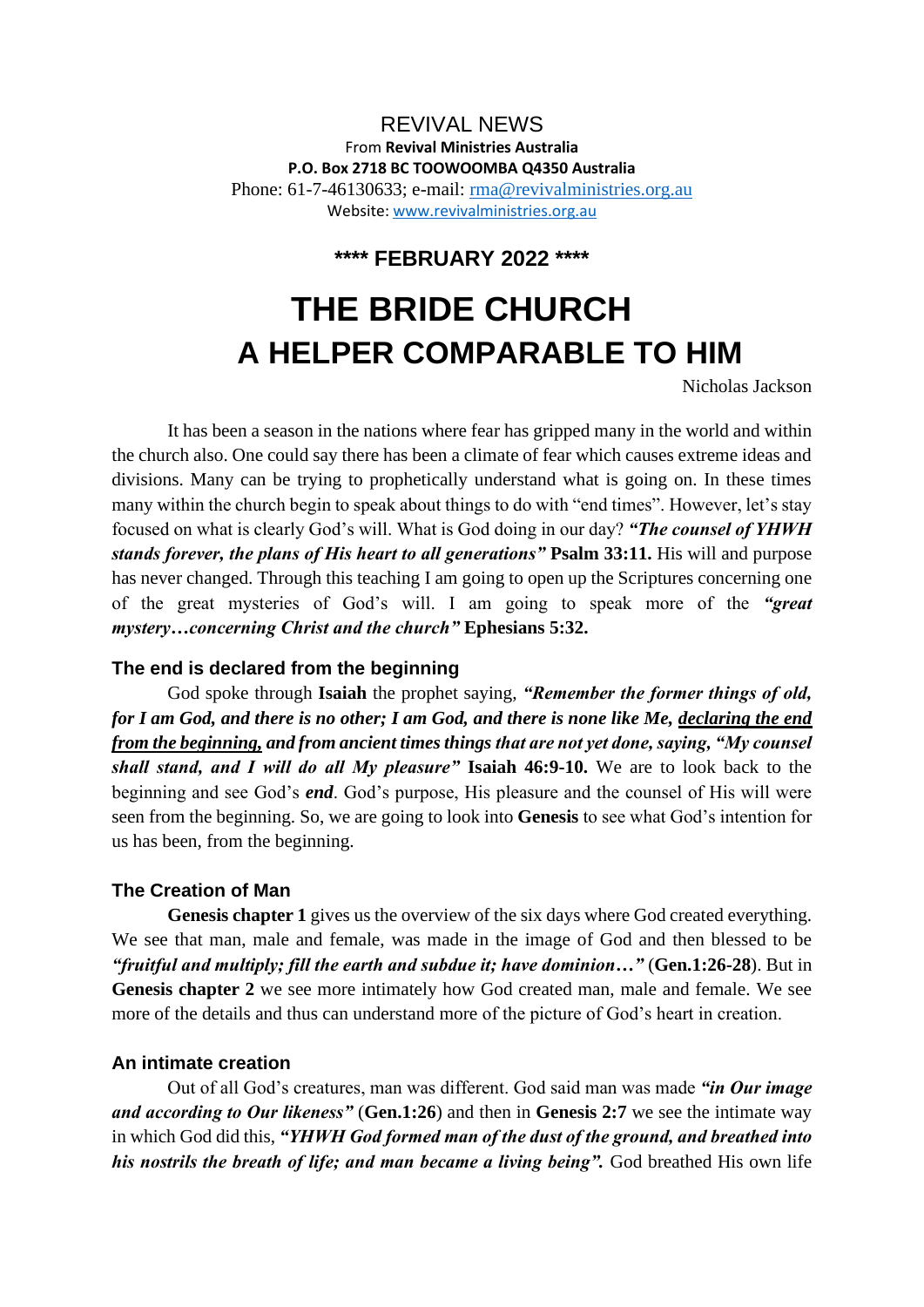REVIVAL NEWS

From **Revival Ministries Australia**

**P.O. Box 2718 BC TOOWOOMBA Q4350 Australia**

Phone: 61-7-46130633; e-mail: [rma@revivalministries.org.au](mailto:rma@revivalministries.org.au)

Website: [www.revivalministries.org.au](http://www.revivalministries.org.au)

**\*\*\*\* FEBRUARY 2022 \*\*\*\***

# THE BRIDE CHURCH A HELPER COMPARABLE TO HIM

Nicholas Jackson

It has been a season in the nations where fear has gripped many in the world and within the church also. One could say there has been a climate of fear which causes extreme ideas and divisions. Many can be trying to prophetically understand what is going on. In these times many within the church begin to speak about things to do with "end times". However, let's stay focused on what is clearly God's will. What is God doing in our day? ***"The counsel of YHWH stands forever, the plans of His heart to all generations"*** **Psalm 33:11.** His will and purpose has never changed. Through this teaching I am going to open up the Scriptures concerning one of the great mysteries of God's will. I am going to speak more of the ***"great mystery…concerning Christ and the church"*** **Ephesians 5:32.**

### The end is declared from the beginning

God spoke through **Isaiah** the prophet saying, ***"Remember the former things of old, for I am God, and there is no other; I am God, and there is none like Me, <u>declaring the end from the beginning,</u> and from ancient times things that are not yet done, saying, "My counsel shall stand, and I will do all My pleasure"*** **Isaiah 46:9-10.** We are to look back to the beginning and see God's ***end***. God's purpose, His pleasure and the counsel of His will were seen from the beginning. So, we are going to look into **Genesis** to see what God's intention for us has been, from the beginning.

### The Creation of Man

**Genesis chapter 1** gives us the overview of the six days where God created everything. We see that man, male and female, was made in the image of God and then blessed to be ***"fruitful and multiply; fill the earth and subdue it; have dominion…"*** (**Gen.1:26-28**). But in **Genesis chapter 2** we see more intimately how God created man, male and female. We see more of the details and thus can understand more of the picture of God's heart in creation.

### An intimate creation

Out of all God's creatures, man was different. God said man was made ***"in Our image and according to Our likeness"*** (**Gen.1:26**) and then in **Genesis 2:7** we see the intimate way in which God did this, ***"YHWH God formed man of the dust of the ground, and breathed into his nostrils the breath of life; and man became a living being".*** God breathed His own life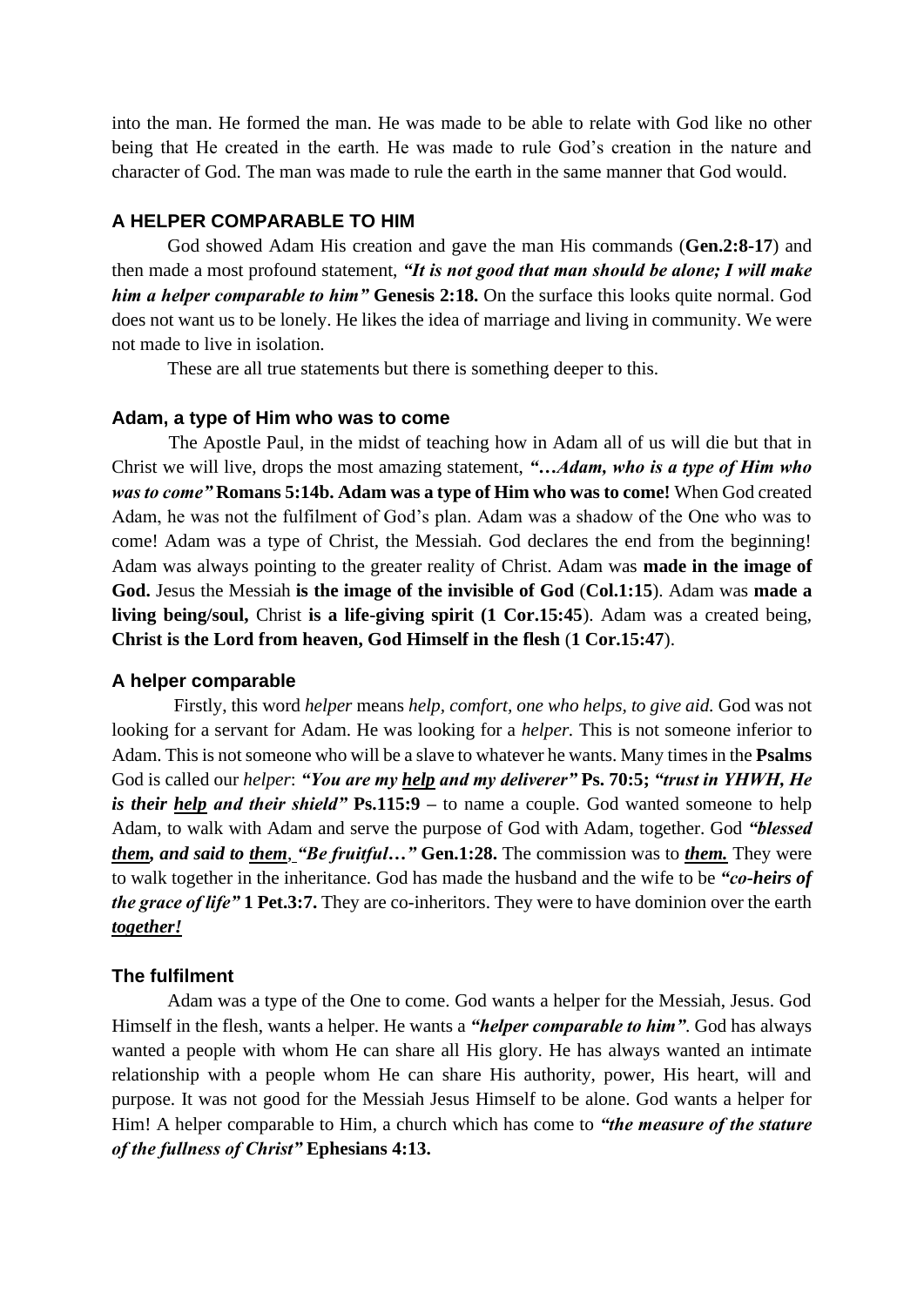into the man. He formed the man. He was made to be able to relate with God like no other being that He created in the earth. He was made to rule God's creation in the nature and character of God. The man was made to rule the earth in the same manner that God would.

## A HELPER COMPARABLE TO HIM

God showed Adam His creation and gave the man His commands (**Gen.2:8-17**) and then made a most profound statement, ***"It is not good that man should be alone; I will make him a helper comparable to him"*** **Genesis 2:18.** On the surface this looks quite normal. God does not want us to be lonely. He likes the idea of marriage and living in community. We were not made to live in isolation.

These are all true statements but there is something deeper to this.

### Adam, a type of Him who was to come

The Apostle Paul, in the midst of teaching how in Adam all of us will die but that in Christ we will live, drops the most amazing statement, ***"…Adam, who is a type of Him who was to come"*** **Romans 5:14b. Adam was a type of Him who was to come!** When God created Adam, he was not the fulfilment of God's plan. Adam was a shadow of the One who was to come! Adam was a type of Christ, the Messiah. God declares the end from the beginning! Adam was always pointing to the greater reality of Christ. Adam was **made in the image of God.** Jesus the Messiah **is the image of the invisible of God** (**Col.1:15**). Adam was **made a living being/soul,** Christ **is a life-giving spirit (1 Cor.15:45**). Adam was a created being, **Christ is the Lord from heaven, God Himself in the flesh** (**1 Cor.15:47**).

### A helper comparable

Firstly, this word *helper* means *help, comfort, one who helps, to give aid.* God was not looking for a servant for Adam. He was looking for a *helper.* This is not someone inferior to Adam. This is not someone who will be a slave to whatever he wants. Many times in the **Psalms** God is called our *helper*: ***"You are my <u>help</u> and my deliverer"*** **Ps. 70:5;** ***"trust in YHWH, He is their <u>help</u> and their shield"*** **Ps.115:9 –** to name a couple. God wanted someone to help Adam, to walk with Adam and serve the purpose of God with Adam, together. God ***"blessed <u>them</u>, and said to <u>them</u>, "Be fruitful…"*** **Gen.1:28.** The commission was to ***<u>them.</u>*** They were to walk together in the inheritance. God has made the husband and the wife to be ***"co-heirs of the grace of life"*** **1 Pet.3:7.** They are co-inheritors. They were to have dominion over the earth ***<u>together!</u>***

### The fulfilment

Adam was a type of the One to come. God wants a helper for the Messiah, Jesus. God Himself in the flesh, wants a helper. He wants a ***"helper comparable to him"***. God has always wanted a people with whom He can share all His glory. He has always wanted an intimate relationship with a people whom He can share His authority, power, His heart, will and purpose. It was not good for the Messiah Jesus Himself to be alone. God wants a helper for Him! A helper comparable to Him, a church which has come to ***"the measure of the stature of the fullness of Christ"*** **Ephesians 4:13.**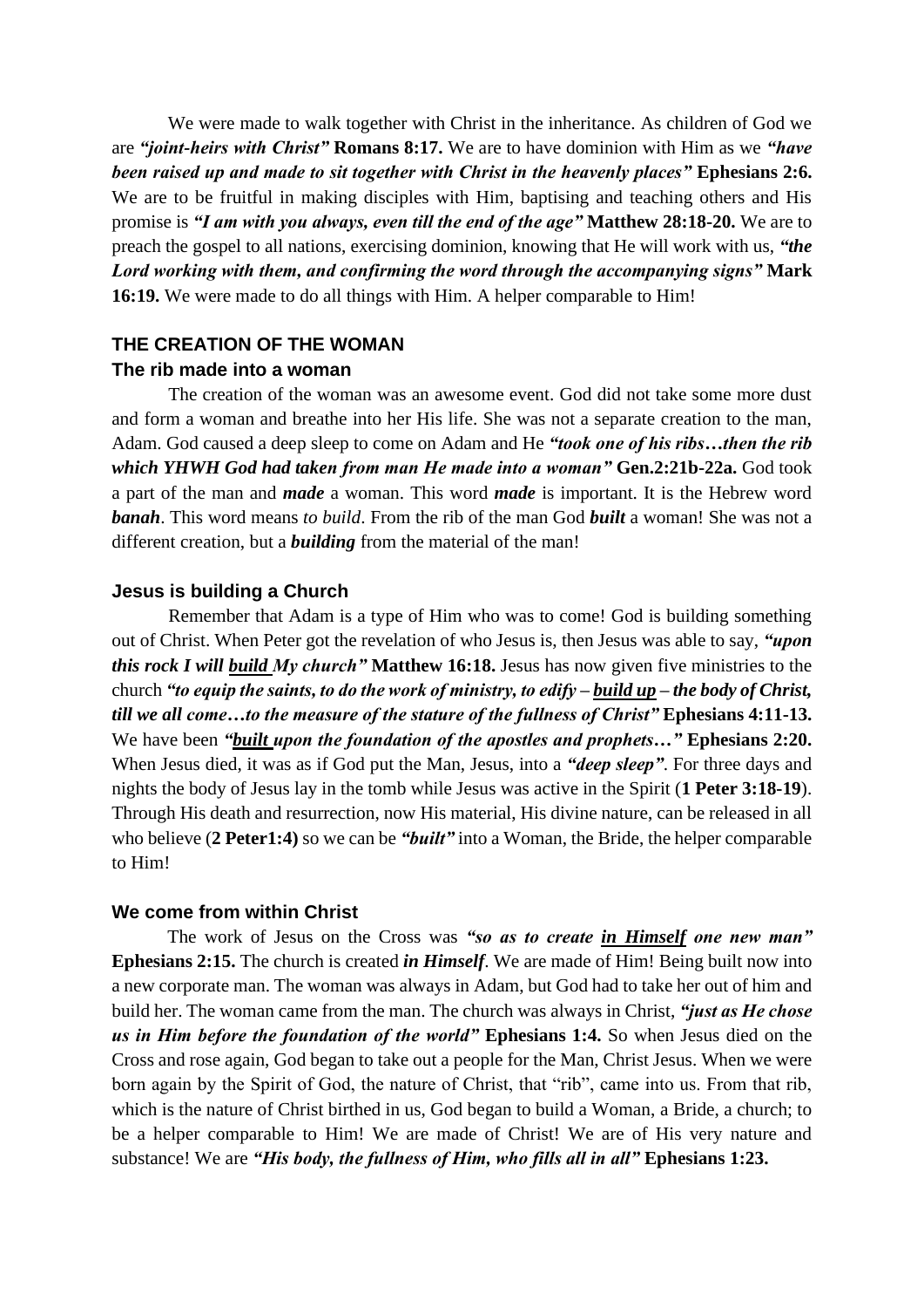We were made to walk together with Christ in the inheritance. As children of God we are ***"joint-heirs with Christ"*** **Romans 8:17.** We are to have dominion with Him as we ***"have been raised up and made to sit together with Christ in the heavenly places"*** **Ephesians 2:6.** We are to be fruitful in making disciples with Him, baptising and teaching others and His promise is ***"I am with you always, even till the end of the age"*** **Matthew 28:18-20.** We are to preach the gospel to all nations, exercising dominion, knowing that He will work with us, ***"the Lord working with them, and confirming the word through the accompanying signs"*** **Mark 16:19.** We were made to do all things with Him. A helper comparable to Him!

## THE CREATION OF THE WOMAN

### The rib made into a woman

The creation of the woman was an awesome event. God did not take some more dust and form a woman and breathe into her His life. She was not a separate creation to the man, Adam. God caused a deep sleep to come on Adam and He ***"took one of his ribs…then the rib which YHWH God had taken from man He made into a woman"*** **Gen.2:21b-22a.** God took a part of the man and ***made*** a woman. This word ***made*** is important. It is the Hebrew word ***banah***. This word means *to build*. From the rib of the man God ***built*** a woman! She was not a different creation, but a ***building*** from the material of the man!

### Jesus is building a Church

Remember that Adam is a type of Him who was to come! God is building something out of Christ. When Peter got the revelation of who Jesus is, then Jesus was able to say, ***"upon this rock I will <u>build</u> My church"*** **Matthew 16:18.** Jesus has now given five ministries to the church ***"to equip the saints, to do the work of ministry, to edify – <u>build up</u> – the body of Christ, till we all come…to the measure of the stature of the fullness of Christ"*** **Ephesians 4:11-13.** We have been ***"<u>built</u> upon the foundation of the apostles and prophets…"*** **Ephesians 2:20.** When Jesus died, it was as if God put the Man, Jesus, into a ***"deep sleep"***. For three days and nights the body of Jesus lay in the tomb while Jesus was active in the Spirit (**1 Peter 3:18-19**). Through His death and resurrection, now His material, His divine nature, can be released in all who believe (**2 Peter1:4)** so we can be ***"built"*** into a Woman, the Bride, the helper comparable to Him!

### We come from within Christ

The work of Jesus on the Cross was ***"so as to create <u>in Himself</u> one new man"*** **Ephesians 2:15.** The church is created ***in Himself***. We are made of Him! Being built now into a new corporate man. The woman was always in Adam, but God had to take her out of him and build her. The woman came from the man. The church was always in Christ, ***"just as He chose us in Him before the foundation of the world"*** **Ephesians 1:4.** So when Jesus died on the Cross and rose again, God began to take out a people for the Man, Christ Jesus. When we were born again by the Spirit of God, the nature of Christ, that "rib", came into us. From that rib, which is the nature of Christ birthed in us, God began to build a Woman, a Bride, a church; to be a helper comparable to Him! We are made of Christ! We are of His very nature and substance! We are ***"His body, the fullness of Him, who fills all in all"*** **Ephesians 1:23.**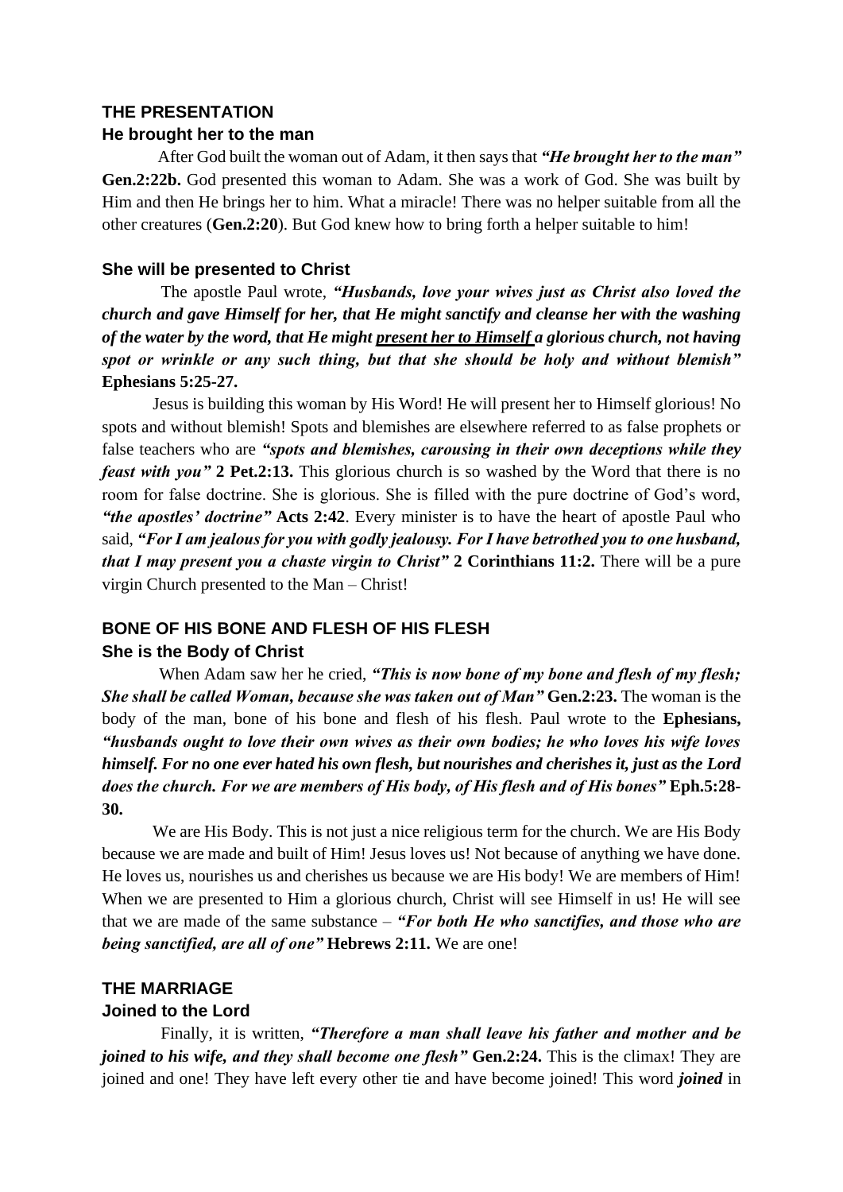## THE PRESENTATION

### He brought her to the man

After God built the woman out of Adam, it then says that ***"He brought her to the man"*** **Gen.2:22b.** God presented this woman to Adam. She was a work of God. She was built by Him and then He brings her to him. What a miracle! There was no helper suitable from all the other creatures (**Gen.2:20**). But God knew how to bring forth a helper suitable to him!

### She will be presented to Christ

The apostle Paul wrote, ***"Husbands, love your wives just as Christ also loved the church and gave Himself for her, that He might sanctify and cleanse her with the washing of the water by the word, that He might <u>present her to Himself</u> a glorious church, not having spot or wrinkle or any such thing, but that she should be holy and without blemish"*** **Ephesians 5:25-27.**

Jesus is building this woman by His Word! He will present her to Himself glorious! No spots and without blemish! Spots and blemishes are elsewhere referred to as false prophets or false teachers who are ***"spots and blemishes, carousing in their own deceptions while they feast with you"*** **2 Pet.2:13.** This glorious church is so washed by the Word that there is no room for false doctrine. She is glorious. She is filled with the pure doctrine of God's word, ***"the apostles' doctrine"*** **Acts 2:42**. Every minister is to have the heart of apostle Paul who said, ***"For I am jealous for you with godly jealousy. For I have betrothed you to one husband, that I may present you a chaste virgin to Christ"*** **2 Corinthians 11:2.** There will be a pure virgin Church presented to the Man – Christ!

## BONE OF HIS BONE AND FLESH OF HIS FLESH

### She is the Body of Christ

When Adam saw her he cried, ***"This is now bone of my bone and flesh of my flesh; She shall be called Woman, because she was taken out of Man"*** **Gen.2:23.** The woman is the body of the man, bone of his bone and flesh of his flesh. Paul wrote to the **Ephesians,** ***"husbands ought to love their own wives as their own bodies; he who loves his wife loves himself. For no one ever hated his own flesh, but nourishes and cherishes it, just as the Lord does the church. For we are members of His body, of His flesh and of His bones"*** **Eph.5:28-30.**

We are His Body. This is not just a nice religious term for the church. We are His Body because we are made and built of Him! Jesus loves us! Not because of anything we have done. He loves us, nourishes us and cherishes us because we are His body! We are members of Him! When we are presented to Him a glorious church, Christ will see Himself in us! He will see that we are made of the same substance – ***"For both He who sanctifies, and those who are being sanctified, are all of one"*** **Hebrews 2:11.** We are one!

## THE MARRIAGE

### Joined to the Lord

Finally, it is written, ***"Therefore a man shall leave his father and mother and be joined to his wife, and they shall become one flesh"*** **Gen.2:24.** This is the climax! They are joined and one! They have left every other tie and have become joined! This word ***joined*** in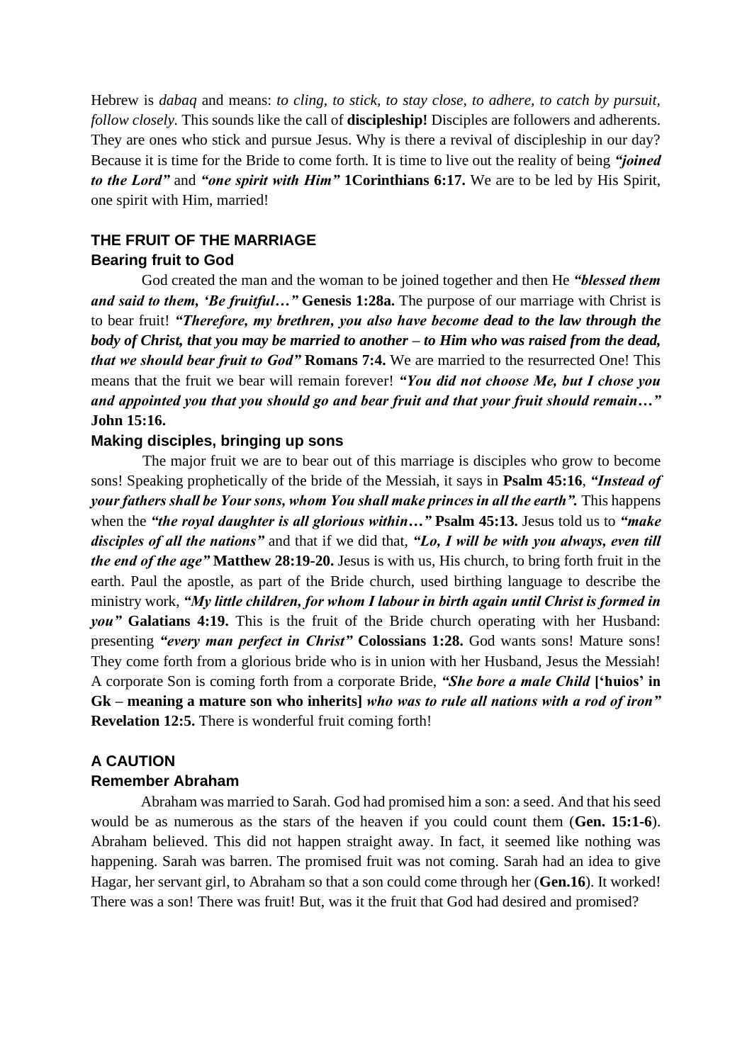Hebrew is *dabaq* and means: *to cling, to stick, to stay close, to adhere, to catch by pursuit, follow closely.* This sounds like the call of **discipleship!** Disciples are followers and adherents. They are ones who stick and pursue Jesus. Why is there a revival of discipleship in our day? Because it is time for the Bride to come forth. It is time to live out the reality of being ***"joined to the Lord"*** and ***"one spirit with Him"*** **1Corinthians 6:17.** We are to be led by His Spirit, one spirit with Him, married!

## THE FRUIT OF THE MARRIAGE

### Bearing fruit to God

God created the man and the woman to be joined together and then He ***"blessed them and said to them, 'Be fruitful…"*** **Genesis 1:28a.** The purpose of our marriage with Christ is to bear fruit! ***"Therefore, my brethren, you also have become dead to the law through the body of Christ, that you may be married to another – to Him who was raised from the dead, that we should bear fruit to God"*** **Romans 7:4.** We are married to the resurrected One! This means that the fruit we bear will remain forever! ***"You did not choose Me, but I chose you and appointed you that you should go and bear fruit and that your fruit should remain…"*** **John 15:16.**

### Making disciples, bringing up sons

The major fruit we are to bear out of this marriage is disciples who grow to become sons! Speaking prophetically of the bride of the Messiah, it says in **Psalm 45:16**, ***"Instead of your fathers shall be Your sons, whom You shall make princes in all the earth".*** This happens when the ***"the royal daughter is all glorious within…"*** **Psalm 45:13.** Jesus told us to ***"make disciples of all the nations"*** and that if we did that, ***"Lo, I will be with you always, even till the end of the age"*** **Matthew 28:19-20.** Jesus is with us, His church, to bring forth fruit in the earth. Paul the apostle, as part of the Bride church, used birthing language to describe the ministry work, ***"My little children, for whom I labour in birth again until Christ is formed in you"*** **Galatians 4:19.** This is the fruit of the Bride church operating with her Husband: presenting ***"every man perfect in Christ"*** **Colossians 1:28.** God wants sons! Mature sons! They come forth from a glorious bride who is in union with her Husband, Jesus the Messiah! A corporate Son is coming forth from a corporate Bride, ***"She bore a male Child*** **['huios' in Gk – meaning a mature son who inherits]** ***who was to rule all nations with a rod of iron"*** **Revelation 12:5.** There is wonderful fruit coming forth!

## A CAUTION

### Remember Abraham

Abraham was married to Sarah. God had promised him a son: a seed. And that his seed would be as numerous as the stars of the heaven if you could count them (**Gen. 15:1-6**). Abraham believed. This did not happen straight away. In fact, it seemed like nothing was happening. Sarah was barren. The promised fruit was not coming. Sarah had an idea to give Hagar, her servant girl, to Abraham so that a son could come through her (**Gen.16**). It worked! There was a son! There was fruit! But, was it the fruit that God had desired and promised?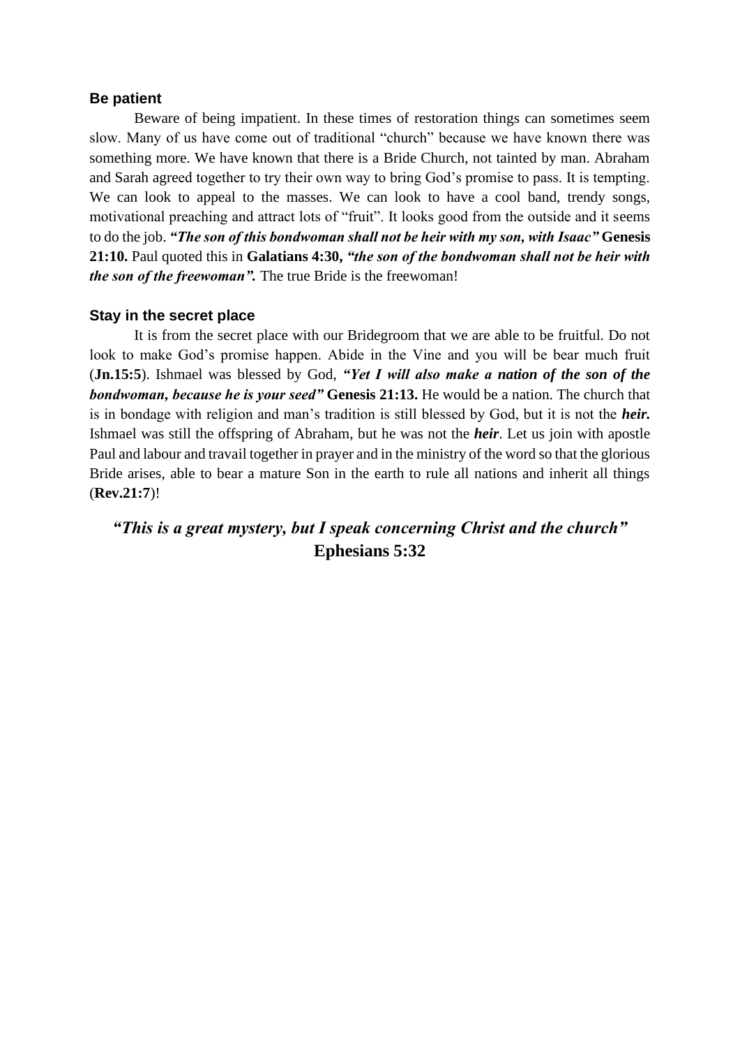### Be patient

Beware of being impatient. In these times of restoration things can sometimes seem slow. Many of us have come out of traditional "church" because we have known there was something more. We have known that there is a Bride Church, not tainted by man. Abraham and Sarah agreed together to try their own way to bring God's promise to pass. It is tempting. We can look to appeal to the masses. We can look to have a cool band, trendy songs, motivational preaching and attract lots of "fruit". It looks good from the outside and it seems to do the job. ***"The son of this bondwoman shall not be heir with my son, with Isaac"*** **Genesis 21:10.** Paul quoted this in **Galatians 4:30,** ***"the son of the bondwoman shall not be heir with the son of the freewoman".*** The true Bride is the freewoman!

### Stay in the secret place

It is from the secret place with our Bridegroom that we are able to be fruitful. Do not look to make God's promise happen. Abide in the Vine and you will be bear much fruit (**Jn.15:5**). Ishmael was blessed by God, ***"Yet I will also make a nation of the son of the bondwoman, because he is your seed"*** **Genesis 21:13.** He would be a nation. The church that is in bondage with religion and man's tradition is still blessed by God, but it is not the ***heir.*** Ishmael was still the offspring of Abraham, but he was not the ***heir***. Let us join with apostle Paul and labour and travail together in prayer and in the ministry of the word so that the glorious Bride arises, able to bear a mature Son in the earth to rule all nations and inherit all things (**Rev.21:7**)!

***"This is a great mystery, but I speak concerning Christ and the church"***
**Ephesians 5:32**